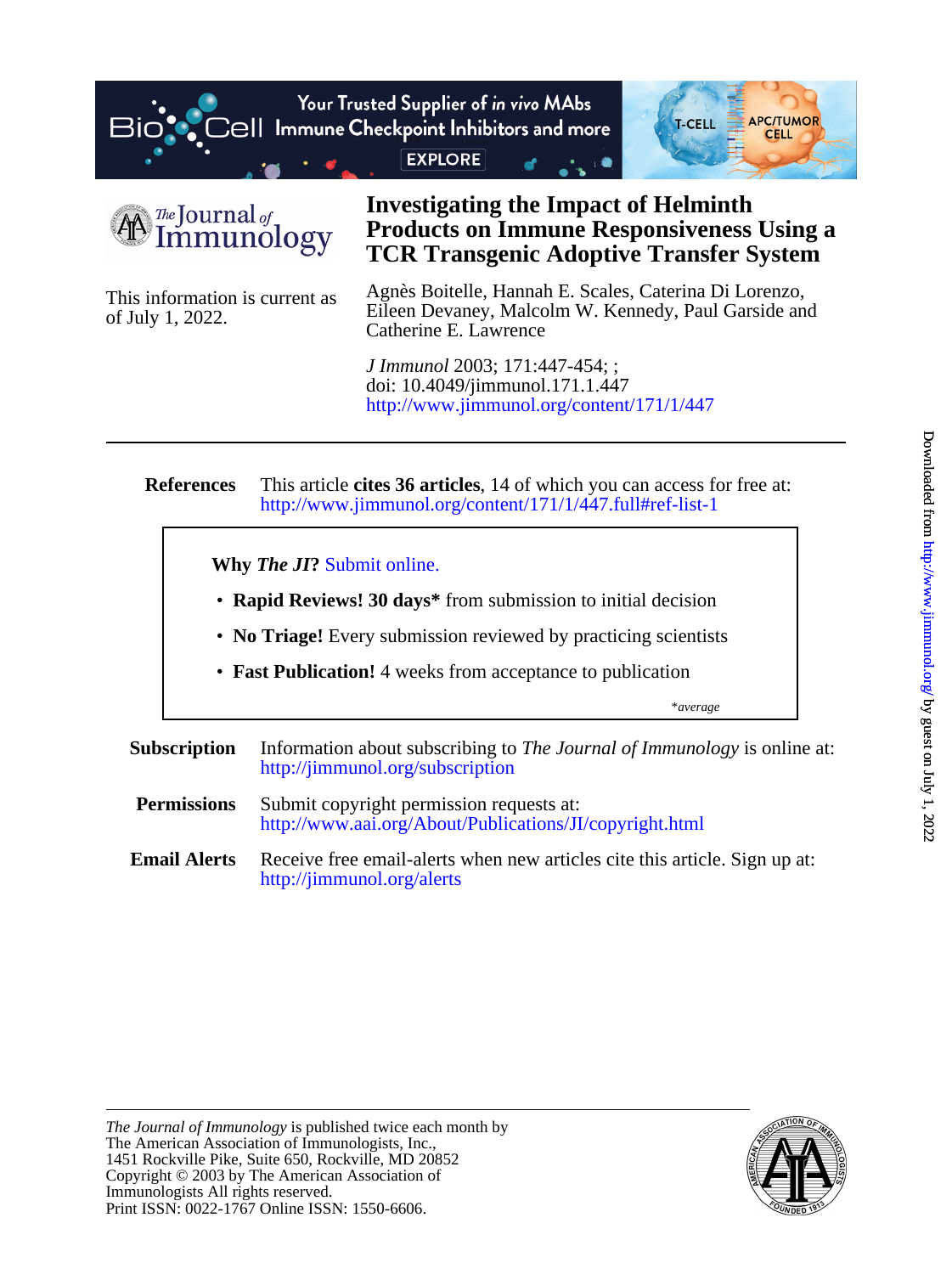# Investigating the Impact of Helminth Products on Immune Responsiveness Using a TCR Transgenic Adoptive Transfer System

Agnès Boitelle, Hannah E. Scales, Caterina Di Lorenzo, Eileen Devaney, Malcolm W. Kennedy, Paul Garside and Catherine E. Lawrence

This information is current as of July 1, 2022.

*J Immunol* 2003; 171:447-454; ;
doi: 10.4049/jimmunol.171.1.447
http://www.jimmunol.org/content/171/1/447

**References** This article **cites 36 articles**, 14 of which you can access for free at:
http://www.jimmunol.org/content/171/1/447.full#ref-list-1

**Why *The JI*?** Submit online.

- **Rapid Reviews! 30 days*** from submission to initial decision
- **No Triage!** Every submission reviewed by practicing scientists
- **Fast Publication!** 4 weeks from acceptance to publication

*average

**Subscription** Information about subscribing to *The Journal of Immunology* is online at:
http://jimmunol.org/subscription

**Permissions** Submit copyright permission requests at:
http://www.aai.org/About/Publications/JI/copyright.html

**Email Alerts** Receive free email-alerts when new articles cite this article. Sign up at:
http://jimmunol.org/alerts

*The Journal of Immunology* is published twice each month by
The American Association of Immunologists, Inc.,
1451 Rockville Pike, Suite 650, Rockville, MD 20852
Copyright © 2003 by The American Association of Immunologists All rights reserved.
Print ISSN: 0022-1767 Online ISSN: 1550-6606.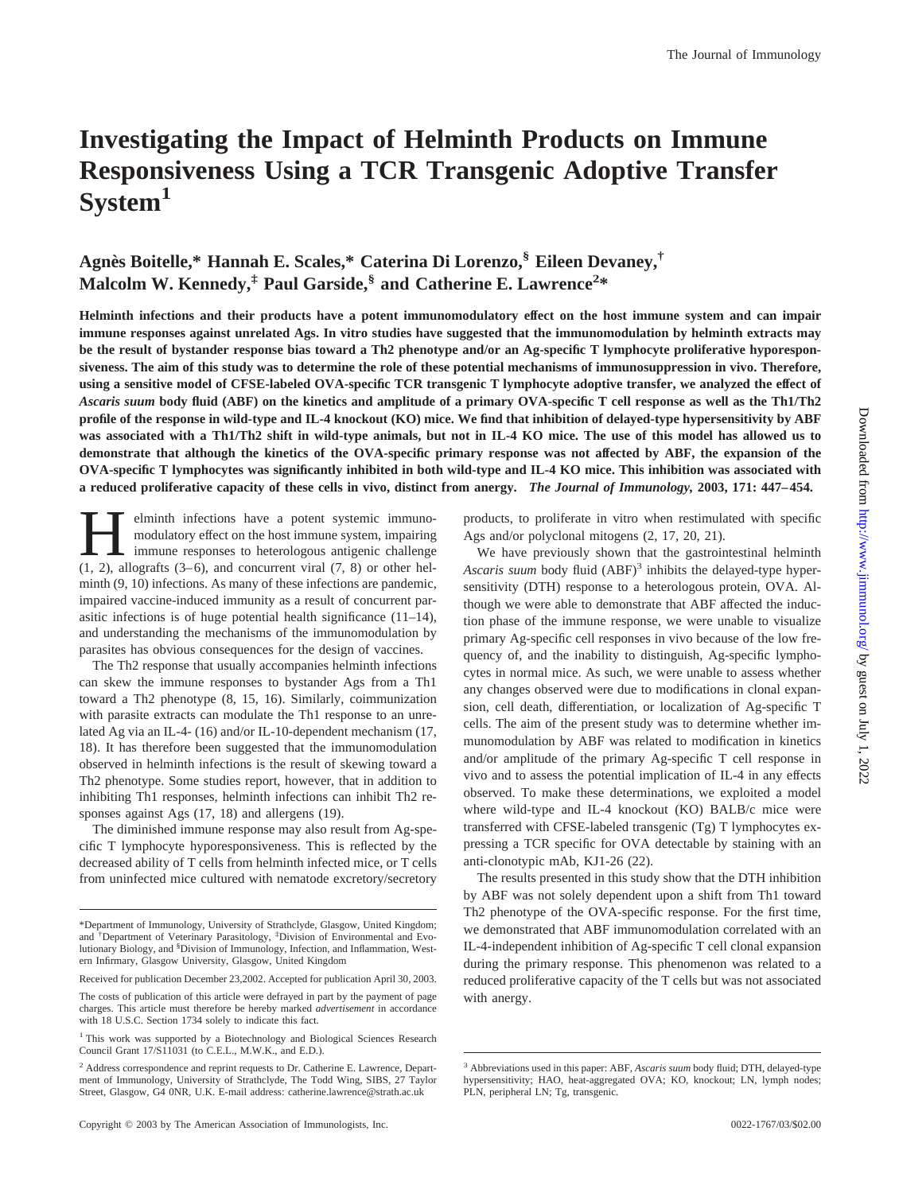# Investigating the Impact of Helminth Products on Immune Responsiveness Using a TCR Transgenic Adoptive Transfer System[1]

**Agnès Boitelle,* Hannah E. Scales,* Caterina Di Lorenzo,[§] Eileen Devaney,[†] Malcolm W. Kennedy,[‡] Paul Garside,[§] and Catherine E. Lawrence[2]***

**Helminth infections and their products have a potent immunomodulatory effect on the host immune system and can impair immune responses against unrelated Ags. In vitro studies have suggested that the immunomodulation by helminth extracts may be the result of bystander response bias toward a Th2 phenotype and/or an Ag-specific T lymphocyte proliferative hyporesponsiveness. The aim of this study was to determine the role of these potential mechanisms of immunosuppression in vivo. Therefore, using a sensitive model of CFSE-labeled OVA-specific TCR transgenic T lymphocyte adoptive transfer, we analyzed the effect of *Ascaris suum* body fluid (ABF) on the kinetics and amplitude of a primary OVA-specific T cell response as well as the Th1/Th2 profile of the response in wild-type and IL-4 knockout (KO) mice. We find that inhibition of delayed-type hypersensitivity by ABF was associated with a Th1/Th2 shift in wild-type animals, but not in IL-4 KO mice. The use of this model has allowed us to demonstrate that although the kinetics of the OVA-specific primary response was not affected by ABF, the expansion of the OVA-specific T lymphocytes was significantly inhibited in both wild-type and IL-4 KO mice. This inhibition was associated with a reduced proliferative capacity of these cells in vivo, distinct from anergy.** ***The Journal of Immunology,*** **2003, 171: 447–454.**

Helminth infections have a potent systemic immunomodulatory effect on the host immune system, impairing immune responses to heterologous antigenic challenge (1, 2), allografts (3–6), and concurrent viral (7, 8) or other helminth (9, 10) infections. As many of these infections are pandemic, impaired vaccine-induced immunity as a result of concurrent parasitic infections is of huge potential health significance (11–14), and understanding the mechanisms of the immunomodulation by parasites has obvious consequences for the design of vaccines.

The Th2 response that usually accompanies helminth infections can skew the immune responses to bystander Ags from a Th1 toward a Th2 phenotype (8, 15, 16). Similarly, coimmunization with parasite extracts can modulate the Th1 response to an unrelated Ag via an IL-4- (16) and/or IL-10-dependent mechanism (17, 18). It has therefore been suggested that the immunomodulation observed in helminth infections is the result of skewing toward a Th2 phenotype. Some studies report, however, that in addition to inhibiting Th1 responses, helminth infections can inhibit Th2 responses against Ags (17, 18) and allergens (19).

The diminished immune response may also result from Ag-specific T lymphocyte hyporesponsiveness. This is reflected by the decreased ability of T cells from helminth infected mice, or T cells from uninfected mice cultured with nematode excretory/secretory products, to proliferate in vitro when restimulated with specific Ags and/or polyclonal mitogens (2, 17, 20, 21).

We have previously shown that the gastrointestinal helminth *Ascaris suum* body fluid (ABF)[3] inhibits the delayed-type hypersensitivity (DTH) response to a heterologous protein, OVA. Although we were able to demonstrate that ABF affected the induction phase of the immune response, we were unable to visualize primary Ag-specific cell responses in vivo because of the low frequency of, and the inability to distinguish, Ag-specific lymphocytes in normal mice. As such, we were unable to assess whether any changes observed were due to modifications in clonal expansion, cell death, differentiation, or localization of Ag-specific T cells. The aim of the present study was to determine whether immunomodulation by ABF was related to modification in kinetics and/or amplitude of the primary Ag-specific T cell response in vivo and to assess the potential implication of IL-4 in any effects observed. To make these determinations, we exploited a model where wild-type and IL-4 knockout (KO) BALB/c mice were transferred with CFSE-labeled transgenic (Tg) T lymphocytes expressing a TCR specific for OVA detectable by staining with an anti-clonotypic mAb, KJ1-26 (22).

The results presented in this study show that the DTH inhibition by ABF was not solely dependent upon a shift from Th1 toward Th2 phenotype of the OVA-specific response. For the first time, we demonstrated that ABF immunomodulation correlated with an IL-4-independent inhibition of Ag-specific T cell clonal expansion during the primary response. This phenomenon was related to a reduced proliferative capacity of the T cells but was not associated with anergy.

---

*Department of Immunology, University of Strathclyde, Glasgow, United Kingdom; and [†]Department of Veterinary Parasitology, [‡]Division of Environmental and Evolutionary Biology, and [§]Division of Immunology, Infection, and Inflammation, Western Infirmary, Glasgow University, Glasgow, United Kingdom

Received for publication December 23,2002. Accepted for publication April 30, 2003.

The costs of publication of this article were defrayed in part by the payment of page charges. This article must therefore be hereby marked *advertisement* in accordance with 18 U.S.C. Section 1734 solely to indicate this fact.

[1] This work was supported by a Biotechnology and Biological Sciences Research Council Grant 17/S11031 (to C.E.L., M.W.K., and E.D.).

[2] Address correspondence and reprint requests to Dr. Catherine E. Lawrence, Department of Immunology, University of Strathclyde, The Todd Wing, SIBS, 27 Taylor Street, Glasgow, G4 0NR, U.K. E-mail address: catherine.lawrence@strath.ac.uk

[3] Abbreviations used in this paper: ABF, *Ascaris suum* body fluid; DTH, delayed-type hypersensitivity; HAO, heat-aggregated OVA; KO, knockout; LN, lymph nodes; PLN, peripheral LN; Tg, transgenic.

Copyright © 2003 by The American Association of Immunologists, Inc. 0022-1767/03/$02.00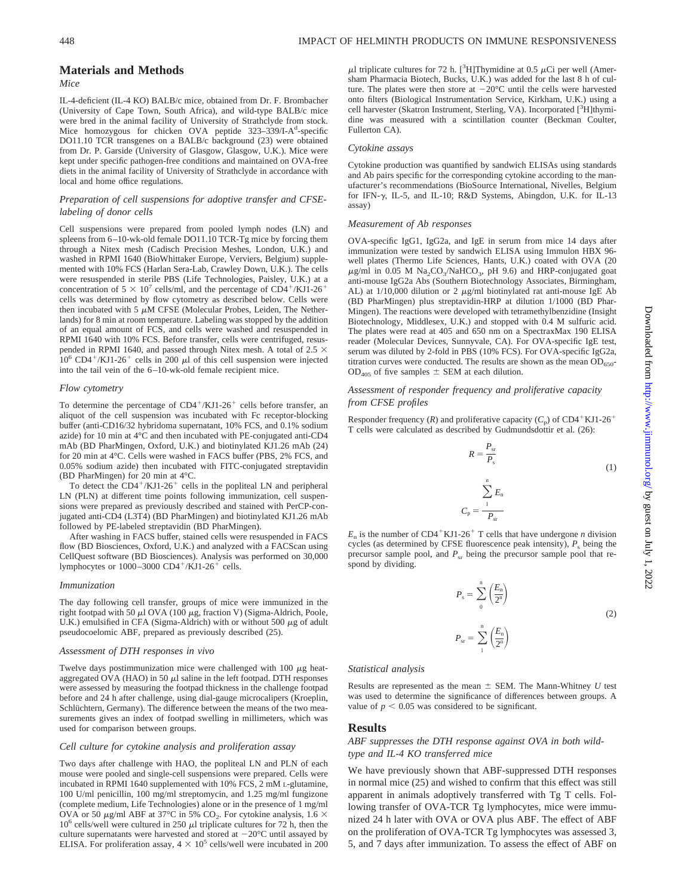## Materials and Methods

### Mice

IL-4-deficient (IL-4 KO) BALB/c mice, obtained from Dr. F. Brombacher (University of Cape Town, South Africa), and wild-type BALB/c mice were bred in the animal facility of University of Strathclyde from stock. Mice homozygous for chicken OVA peptide 323–339/I-A$^d$-specific DO11.10 TCR transgenes on a BALB/c background (23) were obtained from Dr. P. Garside (University of Glasgow, Glasgow, U.K.). Mice were kept under specific pathogen-free conditions and maintained on OVA-free diets in the animal facility of University of Strathclyde in accordance with local and home office regulations.

### Preparation of cell suspensions for adoptive transfer and CFSE-labeling of donor cells

Cell suspensions were prepared from pooled lymph nodes (LN) and spleens from 6–10-wk-old female DO11.10 TCR-Tg mice by forcing them through a Nitex mesh (Cadisch Precision Meshes, London, U.K.) and washed in RPMI 1640 (BioWhittaker Europe, Verviers, Belgium) supplemented with 10% FCS (Harlan Sera-Lab, Crawley Down, U.K.). The cells were resuspended in sterile PBS (Life Technologies, Paisley, U.K.) at a concentration of $5 \times 10^7$ cells/ml, and the percentage of CD4$^+$/KJ1-26$^+$ cells was determined by flow cytometry as described below. Cells were then incubated with 5 $\mu$M CFSE (Molecular Probes, Leiden, The Netherlands) for 8 min at room temperature. Labeling was stopped by the addition of an equal amount of FCS, and cells were washed and resuspended in RPMI 1640 with 10% FCS. Before transfer, cells were centrifuged, resuspended in RPMI 1640, and passed through Nitex mesh. A total of $2.5 \times 10^6$ CD4$^+$/KJ1-26$^+$ cells in 200 $\mu$l of this cell suspension were injected into the tail vein of the 6–10-wk-old female recipient mice.

### Flow cytometry

To determine the percentage of CD4$^+$/KJ1-26$^+$ cells before transfer, an aliquot of the cell suspension was incubated with Fc receptor-blocking buffer (anti-CD16/32 hybridoma supernatant, 10% FCS, and 0.1% sodium azide) for 10 min at 4°C and then incubated with PE-conjugated anti-CD4 mAb (BD PharMingen, Oxford, U.K.) and biotinylated KJ1.26 mAb (24) for 20 min at 4°C. Cells were washed in FACS buffer (PBS, 2% FCS, and 0.05% sodium azide) then incubated with FITC-conjugated streptavidin (BD PharMingen) for 20 min at 4°C.

To detect the CD4$^+$/KJ1-26$^+$ cells in the popliteal LN and peripheral LN (PLN) at different time points following immunization, cell suspensions were prepared as previously described and stained with PerCP-conjugated anti-CD4 (L3T4) (BD PharMingen) and biotinylated KJ1.26 mAb followed by PE-labeled streptavidin (BD PharMingen).

After washing in FACS buffer, stained cells were resuspended in FACS flow (BD Biosciences, Oxford, U.K.) and analyzed with a FACScan using CellQuest software (BD Biosciences). Analysis was performed on 30,000 lymphocytes or 1000–3000 CD4$^+$/KJ1-26$^+$ cells.

### Immunization

The day following cell transfer, groups of mice were immunized in the right footpad with 50 $\mu$l OVA (100 $\mu$g, fraction V) (Sigma-Aldrich, Poole, U.K.) emulsified in CFA (Sigma-Aldrich) with or without 500 $\mu$g of adult pseudocoelomic ABF, prepared as previously described (25).

### Assessment of DTH responses in vivo

Twelve days postimmunization mice were challenged with 100 $\mu$g heat-aggregated OVA (HAO) in 50 $\mu$l saline in the left footpad. DTH responses were assessed by measuring the footpad thickness in the challenge footpad before and 24 h after challenge, using dial-gauge microcalipers (Kroeplin, Schlüchtern, Germany). The difference between the means of the two measurements gives an index of footpad swelling in millimeters, which was used for comparison between groups.

### Cell culture for cytokine analysis and proliferation assay

Two days after challenge with HAO, the popliteal LN and PLN of each mouse were pooled and single-cell suspensions were prepared. Cells were incubated in RPMI 1640 supplemented with 10% FCS, 2 mM L-glutamine, 100 U/ml penicillin, 100 mg/ml streptomycin, and 1.25 mg/ml fungizone (complete medium, Life Technologies) alone or in the presence of 1 mg/ml OVA or 50 $\mu$g/ml ABF at 37°C in 5% $CO_2$. For cytokine analysis, $1.6 \times 10^6$ cells/well were cultured in 250 $\mu$l triplicate cultures for 72 h, then the culture supernatants were harvested and stored at −20°C until assayed by ELISA. For proliferation assay, $4 \times 10^5$ cells/well were incubated in 200 $\mu$l triplicate cultures for 72 h. [$^3$H]Thymidine at 0.5 $\mu$Ci per well (Amersham Pharmacia Biotech, Bucks, U.K.) was added for the last 8 h of culture. The plates were then store at −20°C until the cells were harvested onto filters (Biological Instrumentation Service, Kirkham, U.K.) using a cell harvester (Skatron Instrument, Sterling, VA). Incorporated [$^3$H]thymidine was measured with a scintillation counter (Beckman Coulter, Fullerton CA).

### Cytokine assays

Cytokine production was quantified by sandwich ELISAs using standards and Ab pairs specific for the corresponding cytokine according to the manufacturer's recommendations (BioSource International, Nivelles, Belgium for IFN-$\gamma$, IL-5, and IL-10; R&D Systems, Abingdon, U.K. for IL-13 assay)

### Measurement of Ab responses

OVA-specific IgG1, IgG2a, and IgE in serum from mice 14 days after immunization were tested by sandwich ELISA using Immulon HBX 96-well plates (Thermo Life Sciences, Hants, U.K.) coated with OVA (20 $\mu$g/ml in 0.05 M $Na_2CO_3/NaHCO_3$, pH 9.6) and HRP-conjugated goat anti-mouse IgG2a Abs (Southern Biotechnology Associates, Birmingham, AL) at 1/10,000 dilution or 2 $\mu$g/ml biotinylated rat anti-mouse IgE Ab (BD PharMingen) plus streptavidin-HRP at dilution 1/1000 (BD PharMingen). The reactions were developed with tetramethylbenzidine (Insight Biotechnology, Middlesex, U.K.) and stopped with 0.4 M sulfuric acid. The plates were read at 405 and 650 nm on a SpectraxMax 190 ELISA reader (Molecular Devices, Sunnyvale, CA). For OVA-specific IgE test, serum was diluted by 2-fold in PBS (10% FCS). For OVA-specific IgG2a, titration curves were conducted. The results are shown as the mean $OD_{650}$-$OD_{405}$ of five samples ± SEM at each dilution.

### Assessment of responder frequency and proliferative capacity from CFSE profiles

Responder frequency ($R$) and proliferative capacity ($C_p$) of CD4$^+$KJ1-26$^+$ T cells were calculated as described by Gudmundsdottir et al. (26):

$$R = \frac{P_{sr}}{P_s} \qquad C_p = \frac{\sum_{1}^{n} E_n}{P_{sr}} \tag{1}$$

$E_n$ is the number of CD4$^+$KJ1-26$^+$ T cells that have undergone $n$ division cycles (as determined by CFSE fluorescence peak intensity), $P_s$ being the precursor sample pool, and $P_{sr}$ being the precursor sample pool that respond by dividing.

$$P_s = \sum_{0}^{n} \left(\frac{E_n}{2^n}\right) \qquad P_{sr} = \sum_{1}^{n} \left(\frac{E_n}{2^n}\right) \tag{2}$$

### Statistical analysis

Results are represented as the mean ± SEM. The Mann-Whitney $U$ test was used to determine the significance of differences between groups. A value of $p < 0.05$ was considered to be significant.

## Results

### ABF suppresses the DTH response against OVA in both wild-type and IL-4 KO transferred mice

We have previously shown that ABF-suppressed DTH responses in normal mice (25) and wished to confirm that this effect was still apparent in animals adoptively transferred with Tg T cells. Following transfer of OVA-TCR Tg lymphocytes, mice were immunized 24 h later with OVA or OVA plus ABF. The effect of ABF on the proliferation of OVA-TCR Tg lymphocytes was assessed 3, 5, and 7 days after immunization. To assess the effect of ABF on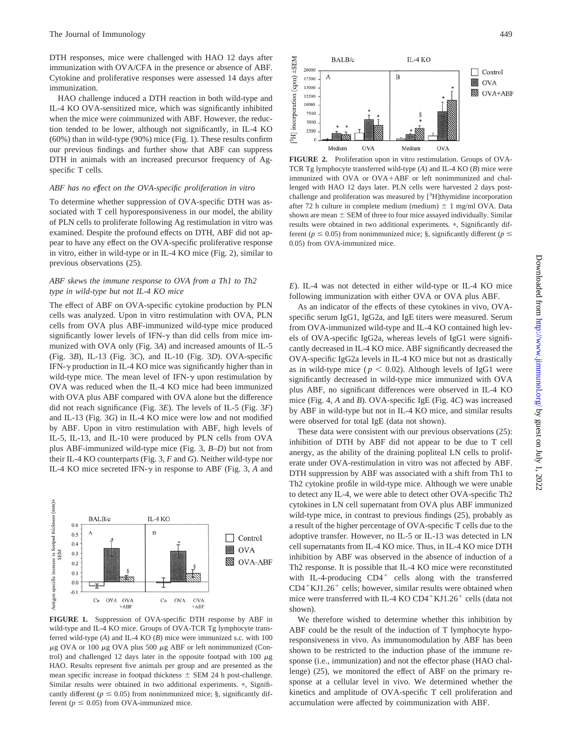DTH responses, mice were challenged with HAO 12 days after immunization with OVA/CFA in the presence or absence of ABF. Cytokine and proliferative responses were assessed 14 days after immunization.

HAO challenge induced a DTH reaction in both wild-type and IL-4 KO OVA-sensitized mice, which was significantly inhibited when the mice were coimmunized with ABF. However, the reduction tended to be lower, although not significantly, in IL-4 KO (60%) than in wild-type (90%) mice (Fig. 1). These results confirm our previous findings and further show that ABF can suppress DTH in animals with an increased precursor frequency of Ag-specific T cells.

### *ABF has no effect on the OVA-specific proliferation in vitro*

To determine whether suppression of OVA-specific DTH was associated with T cell hyporesponsiveness in our model, the ability of PLN cells to proliferate following Ag restimulation in vitro was examined. Despite the profound effects on DTH, ABF did not appear to have any effect on the OVA-specific proliferative response in vitro, either in wild-type or in IL-4 KO mice (Fig. 2), similar to previous observations (25).

### *ABF skews the immune response to OVA from a Th1 to Th2 type in wild-type but not IL-4 KO mice*

The effect of ABF on OVA-specific cytokine production by PLN cells was analyzed. Upon in vitro restimulation with OVA, PLN cells from OVA plus ABF-immunized wild-type mice produced significantly lower levels of IFN-γ than did cells from mice immunized with OVA only (Fig. 3*A*) and increased amounts of IL-5 (Fig. 3*B*), IL-13 (Fig. 3*C*), and IL-10 (Fig. 3*D*). OVA-specific IFN-γ production in IL-4 KO mice was significantly higher than in wild-type mice. The mean level of IFN-γ upon restimulation by OVA was reduced when the IL-4 KO mice had been immunized with OVA plus ABF compared with OVA alone but the difference did not reach significance (Fig. 3*E*). The levels of IL-5 (Fig. 3*F*) and IL-13 (Fig. 3*G*) in IL-4 KO mice were low and not modified by ABF. Upon in vitro restimulation with ABF, high levels of IL-5, IL-13, and IL-10 were produced by PLN cells from OVA plus ABF-immunized wild-type mice (Fig. 3, *B–D*) but not from their IL-4 KO counterparts (Fig. 3, *F* and *G*). Neither wild-type nor IL-4 KO mice secreted IFN-γ in response to ABF (Fig. 3, *A* and *E*). IL-4 was not detected in either wild-type or IL-4 KO mice following immunization with either OVA or OVA plus ABF.

**FIGURE 1.** Suppression of OVA-specific DTH response by ABF in wild-type and IL-4 KO mice. Groups of OVA-TCR Tg lymphocyte transferred wild-type (*A*) and IL-4 KO (*B*) mice were immunized s.c. with 100 μg OVA or 100 μg OVA plus 500 μg ABF or left nonimmunized (Control) and challenged 12 days later in the opposite footpad with 100 μg HAO. Results represent five animals per group and are presented as the mean specific increase in footpad thickness ± SEM 24 h post-challenge. Similar results were obtained in two additional experiments. *, Significantly different ($p \leq 0.05$) from nonimmunized mice; §, significantly different ($p \leq 0.05$) from OVA-immunized mice.

**FIGURE 2.** Proliferation upon in vitro restimulation. Groups of OVA-TCR Tg lymphocyte transferred wild-type (*A*) and IL-4 KO (*B*) mice were immunized with OVA or OVA+ABF or left nonimmunized and challenged with HAO 12 days later. PLN cells were harvested 2 days post-challenge and proliferation was measured by [$^3$H]thymidine incorporation after 72 h culture in complete medium (medium) ± 1 mg/ml OVA. Data shown are mean ± SEM of three to four mice assayed individually. Similar results were obtained in two additional experiments. *, Significantly different ($p \leq 0.05$) from nonimmunized mice; §, significantly different ($p \leq 0.05$) from OVA-immunized mice.

As an indicator of the effects of these cytokines in vivo, OVA-specific serum IgG1, IgG2a, and IgE titers were measured. Serum from OVA-immunized wild-type and IL-4 KO contained high levels of OVA-specific IgG2a, whereas levels of IgG1 were significantly decreased in IL-4 KO mice. ABF significantly decreased the OVA-specific IgG2a levels in IL-4 KO mice but not as drastically as in wild-type mice ($p < 0.02$). Although levels of IgG1 were significantly decreased in wild-type mice immunized with OVA plus ABF, no significant differences were observed in IL-4 KO mice (Fig. 4, *A* and *B*). OVA-specific IgE (Fig. 4*C*) was increased by ABF in wild-type but not in IL-4 KO mice, and similar results were observed for total IgE (data not shown).

These data were consistent with our previous observations (25): inhibition of DTH by ABF did not appear to be due to T cell anergy, as the ability of the draining popliteal LN cells to proliferate under OVA-restimulation in vitro was not affected by ABF. DTH suppression by ABF was associated with a shift from Th1 to Th2 cytokine profile in wild-type mice. Although we were unable to detect any IL-4, we were able to detect other OVA-specific Th2 cytokines in LN cell supernatant from OVA plus ABF immunized wild-type mice, in contrast to previous findings (25), probably as a result of the higher percentage of OVA-specific T cells due to the adoptive transfer. However, no IL-5 or IL-13 was detected in LN cell supernatants from IL-4 KO mice. Thus, in IL-4 KO mice DTH inhibition by ABF was observed in the absence of induction of a Th2 response. It is possible that IL-4 KO mice were reconstituted with IL-4-producing CD4$^+$ cells along with the transferred CD4$^+$KJ1.26$^+$ cells; however, similar results were obtained when mice were transferred with IL-4 KO CD4$^+$KJ1.26$^+$ cells (data not shown).

We therefore wished to determine whether this inhibition by ABF could be the result of the induction of T lymphocyte hyporesponsiveness in vivo. As immunomodulation by ABF has been shown to be restricted to the induction phase of the immune response (i.e., immunization) and not the effector phase (HAO challenge) (25), we monitored the effect of ABF on the primary response at a cellular level in vivo. We determined whether the kinetics and amplitude of OVA-specific T cell proliferation and accumulation were affected by coimmunization with ABF.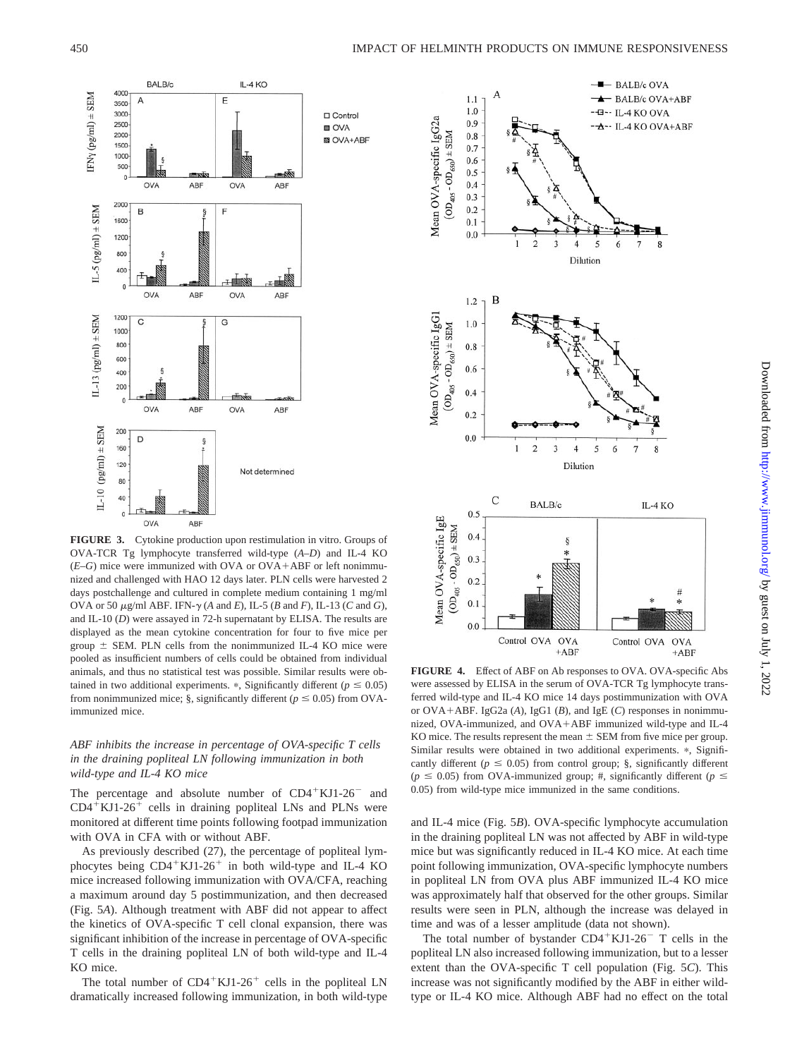**FIGURE 3.** Cytokine production upon restimulation in vitro. Groups of OVA-TCR Tg lymphocyte transferred wild-type (*A–D*) and IL-4 KO (*E–G*) mice were immunized with OVA or OVA+ABF or left nonimmunized and challenged with HAO 12 days later. PLN cells were harvested 2 days postchallenge and cultured in complete medium containing 1 mg/ml OVA or 50 μg/ml ABF. IFN-γ (*A* and *E*), IL-5 (*B* and *F*), IL-13 (*C* and *G*), and IL-10 (*D*) were assayed in 72-h supernatant by ELISA. The results are displayed as the mean cytokine concentration for four to five mice per group ± SEM. PLN cells from the nonimmunized IL-4 KO mice were pooled as insufficient numbers of cells could be obtained from individual animals, and thus no statistical test was possible. Similar results were obtained in two additional experiments. *, Significantly different ($p \leq 0.05$) from nonimmunized mice; §, significantly different ($p \leq 0.05$) from OVA-immunized mice.

### *ABF inhibits the increase in percentage of OVA-specific T cells in the draining popliteal LN following immunization in both wild-type and IL-4 KO mice*

The percentage and absolute number of $CD4^+KJ1\text{-}26^-$ and $CD4^+KJ1\text{-}26^+$ cells in draining popliteal LNs and PLNs were monitored at different time points following footpad immunization with OVA in CFA with or without ABF.

As previously described (27), the percentage of popliteal lymphocytes being $CD4^+KJ1\text{-}26^+$ in both wild-type and IL-4 KO mice increased following immunization with OVA/CFA, reaching a maximum around day 5 postimmunization, and then decreased (Fig. 5*A*). Although treatment with ABF did not appear to affect the kinetics of OVA-specific T cell clonal expansion, there was significant inhibition of the increase in percentage of OVA-specific T cells in the draining popliteal LN of both wild-type and IL-4 KO mice.

The total number of $CD4^+KJ1\text{-}26^+$ cells in the popliteal LN dramatically increased following immunization, in both wild-type and IL-4 mice (Fig. 5*B*). OVA-specific lymphocyte accumulation in the draining popliteal LN was not affected by ABF in wild-type mice but was significantly reduced in IL-4 KO mice. At each time point following immunization, OVA-specific lymphocyte numbers in popliteal LN from OVA plus ABF immunized IL-4 KO mice was approximately half that observed for the other groups. Similar results were seen in PLN, although the increase was delayed in time and was of a lesser amplitude (data not shown).

The total number of bystander $CD4^+KJ1\text{-}26^-$ T cells in the popliteal LN also increased following immunization, but to a lesser extent than the OVA-specific T cell population (Fig. 5*C*). This increase was not significantly modified by the ABF in either wild-type or IL-4 KO mice. Although ABF had no effect on the total

**FIGURE 4.** Effect of ABF on Ab responses to OVA. OVA-specific Abs were assessed by ELISA in the serum of OVA-TCR Tg lymphocyte transferred wild-type and IL-4 KO mice 14 days postimmunization with OVA or OVA+ABF. IgG2a (*A*), IgG1 (*B*), and IgE (*C*) responses in nonimmunized, OVA-immunized, and OVA+ABF immunized wild-type and IL-4 KO mice. The results represent the mean ± SEM from five mice per group. Similar results were obtained in two additional experiments. *, Significantly different ($p \leq 0.05$) from control group; §, significantly different ($p \leq 0.05$) from OVA-immunized group; #, significantly different ($p \leq 0.05$) from wild-type mice immunized in the same conditions.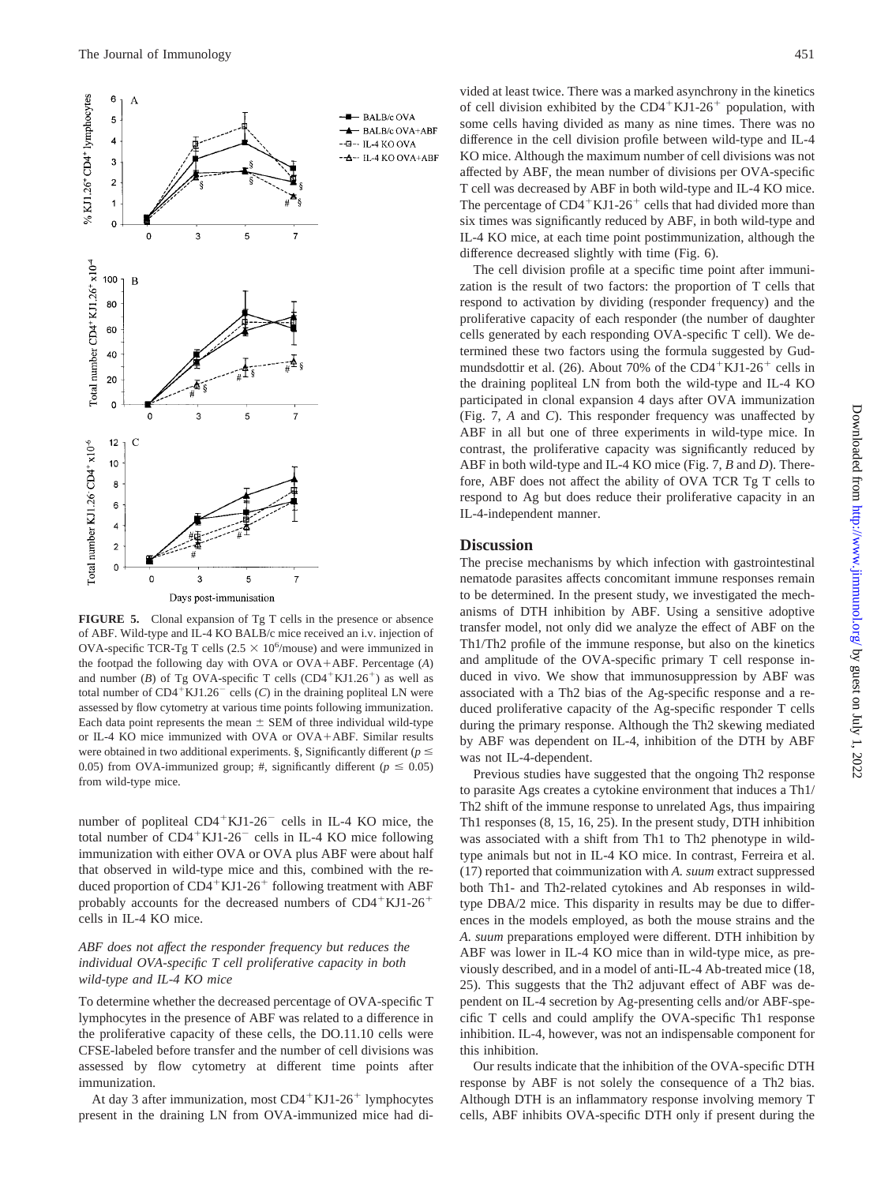**FIGURE 5.** Clonal expansion of Tg T cells in the presence or absence of ABF. Wild-type and IL-4 KO BALB/c mice received an i.v. injection of OVA-specific TCR-Tg T cells ($2.5 \times 10^6$/mouse) and were immunized in the footpad the following day with OVA or OVA+ABF. Percentage (*A*) and number (*B*) of Tg OVA-specific T cells ($CD4^+KJ1.26^+$) as well as total number of $CD4^+KJ1.26^-$ cells (*C*) in the draining popliteal LN were assessed by flow cytometry at various time points following immunization. Each data point represents the mean ± SEM of three individual wild-type or IL-4 KO mice immunized with OVA or OVA+ABF. Similar results were obtained in two additional experiments. §, Significantly different ($p \leq 0.05$) from OVA-immunized group; #, significantly different ($p \leq 0.05$) from wild-type mice.

number of popliteal $CD4^+KJ1\text{-}26^-$ cells in IL-4 KO mice, the total number of $CD4^+KJ1\text{-}26^-$ cells in IL-4 KO mice following immunization with either OVA or OVA plus ABF were about half that observed in wild-type mice and this, combined with the reduced proportion of $CD4^+KJ1\text{-}26^+$ following treatment with ABF probably accounts for the decreased numbers of $CD4^+KJ1\text{-}26^+$ cells in IL-4 KO mice.

### *ABF does not affect the responder frequency but reduces the individual OVA-specific T cell proliferative capacity in both wild-type and IL-4 KO mice*

To determine whether the decreased percentage of OVA-specific T lymphocytes in the presence of ABF was related to a difference in the proliferative capacity of these cells, the DO.11.10 cells were CFSE-labeled before transfer and the number of cell divisions was assessed by flow cytometry at different time points after immunization.

At day 3 after immunization, most $CD4^+KJ1\text{-}26^+$ lymphocytes present in the draining LN from OVA-immunized mice had divided at least twice. There was a marked asynchrony in the kinetics of cell division exhibited by the $CD4^+KJ1\text{-}26^+$ population, with some cells having divided as many as nine times. There was no difference in the cell division profile between wild-type and IL-4 KO mice. Although the maximum number of cell divisions was not affected by ABF, the mean number of divisions per OVA-specific T cell was decreased by ABF in both wild-type and IL-4 KO mice. The percentage of $CD4^+KJ1\text{-}26^+$ cells that had divided more than six times was significantly reduced by ABF, in both wild-type and IL-4 KO mice, at each time point postimmunization, although the difference decreased slightly with time (Fig. 6).

The cell division profile at a specific time point after immunization is the result of two factors: the proportion of T cells that respond to activation by dividing (responder frequency) and the proliferative capacity of each responder (the number of daughter cells generated by each responding OVA-specific T cell). We determined these two factors using the formula suggested by Gudmundsdottir et al. (26). About 70% of the $CD4^+KJ1\text{-}26^+$ cells in the draining popliteal LN from both the wild-type and IL-4 KO participated in clonal expansion 4 days after OVA immunization (Fig. 7, *A* and *C*). This responder frequency was unaffected by ABF in all but one of three experiments in wild-type mice. In contrast, the proliferative capacity was significantly reduced by ABF in both wild-type and IL-4 KO mice (Fig. 7, *B* and *D*). Therefore, ABF does not affect the ability of OVA TCR Tg T cells to respond to Ag but does reduce their proliferative capacity in an IL-4-independent manner.

## Discussion

The precise mechanisms by which infection with gastrointestinal nematode parasites affects concomitant immune responses remain to be determined. In the present study, we investigated the mechanisms of DTH inhibition by ABF. Using a sensitive adoptive transfer model, not only did we analyze the effect of ABF on the Th1/Th2 profile of the immune response, but also on the kinetics and amplitude of the OVA-specific primary T cell response induced in vivo. We show that immunosuppression by ABF was associated with a Th2 bias of the Ag-specific response and a reduced proliferative capacity of the Ag-specific responder T cells during the primary response. Although the Th2 skewing mediated by ABF was dependent on IL-4, inhibition of the DTH by ABF was not IL-4-dependent.

Previous studies have suggested that the ongoing Th2 response to parasite Ags creates a cytokine environment that induces a Th1/Th2 shift of the immune response to unrelated Ags, thus impairing Th1 responses (8, 15, 16, 25). In the present study, DTH inhibition was associated with a shift from Th1 to Th2 phenotype in wild-type animals but not in IL-4 KO mice. In contrast, Ferreira et al. (17) reported that coimmunization with *A. suum* extract suppressed both Th1- and Th2-related cytokines and Ab responses in wild-type DBA/2 mice. This disparity in results may be due to differences in the models employed, as both the mouse strains and the *A. suum* preparations employed were different. DTH inhibition by ABF was lower in IL-4 KO mice than in wild-type mice, as previously described, and in a model of anti-IL-4 Ab-treated mice (18, 25). This suggests that the Th2 adjuvant effect of ABF was dependent on IL-4 secretion by Ag-presenting cells and/or ABF-specific T cells and could amplify the OVA-specific Th1 response inhibition. IL-4, however, was not an indispensable component for this inhibition.

Our results indicate that the inhibition of the OVA-specific DTH response by ABF is not solely the consequence of a Th2 bias. Although DTH is an inflammatory response involving memory T cells, ABF inhibits OVA-specific DTH only if present during the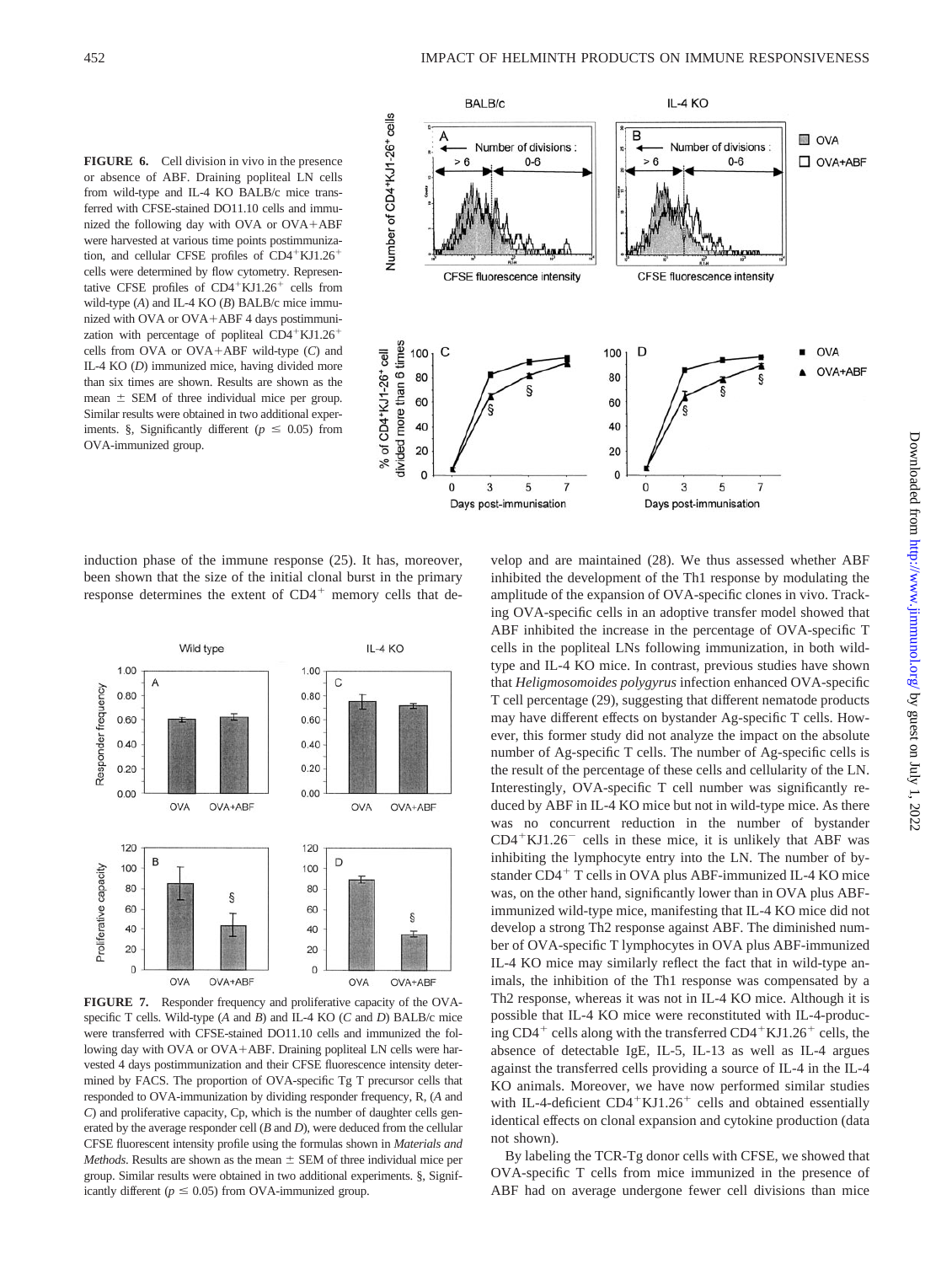**FIGURE 6.** Cell division in vivo in the presence or absence of ABF. Draining popliteal LN cells from wild-type and IL-4 KO BALB/c mice transferred with CFSE-stained DO11.10 cells and immunized the following day with OVA or OVA+ABF were harvested at various time points postimmunization, and cellular CFSE profiles of CD4$^+$KJ1.26$^+$ cells were determined by flow cytometry. Representative CFSE profiles of CD4$^+$KJ1.26$^+$ cells from wild-type (*A*) and IL-4 KO (*B*) BALB/c mice immunized with OVA or OVA+ABF 4 days postimmunization with percentage of popliteal CD4$^+$KJ1.26$^+$ cells from OVA or OVA+ABF wild-type (*C*) and IL-4 KO (*D*) immunized mice, having divided more than six times are shown. Results are shown as the mean ± SEM of three individual mice per group. Similar results were obtained in two additional experiments. §, Significantly different ($p \leq 0.05$) from OVA-immunized group.

induction phase of the immune response (25). It has, moreover, been shown that the size of the initial clonal burst in the primary response determines the extent of CD4$^+$ memory cells that develop and are maintained (28). We thus assessed whether ABF inhibited the development of the Th1 response by modulating the amplitude of the expansion of OVA-specific clones in vivo. Tracking OVA-specific cells in an adoptive transfer model showed that ABF inhibited the increase in the percentage of OVA-specific T cells in the popliteal LNs following immunization, in both wild-type and IL-4 KO mice. In contrast, previous studies have shown that *Heligmosomoides polygyrus* infection enhanced OVA-specific T cell percentage (29), suggesting that different nematode products may have different effects on bystander Ag-specific T cells. However, this former study did not analyze the impact on the absolute number of Ag-specific T cells. The number of Ag-specific cells is the result of the percentage of these cells and cellularity of the LN. Interestingly, OVA-specific T cell number was significantly reduced by ABF in IL-4 KO mice but not in wild-type mice. As there was no concurrent reduction in the number of bystander CD4$^+$KJ1.26$^-$ cells in these mice, it is unlikely that ABF was inhibiting the lymphocyte entry into the LN. The number of bystander CD4$^+$ T cells in OVA plus ABF-immunized IL-4 KO mice was, on the other hand, significantly lower than in OVA plus ABF-immunized wild-type mice, manifesting that IL-4 KO mice did not develop a strong Th2 response against ABF. The diminished number of OVA-specific T lymphocytes in OVA plus ABF-immunized IL-4 KO mice may similarly reflect the fact that in wild-type animals, the inhibition of the Th1 response was compensated by a Th2 response, whereas it was not in IL-4 KO mice. Although it is possible that IL-4 KO mice were reconstituted with IL-4-producing CD4$^+$ cells along with the transferred CD4$^+$KJ1.26$^+$ cells, the absence of detectable IgE, IL-5, IL-13 as well as IL-4 argues against the transferred cells providing a source of IL-4 in the IL-4 KO animals. Moreover, we have now performed similar studies with IL-4-deficient CD4$^+$KJ1.26$^+$ cells and obtained essentially identical effects on clonal expansion and cytokine production (data not shown).

**FIGURE 7.** Responder frequency and proliferative capacity of the OVA-specific T cells. Wild-type (*A* and *B*) and IL-4 KO (*C* and *D*) BALB/c mice were transferred with CFSE-stained DO11.10 cells and immunized the following day with OVA or OVA+ABF. Draining popliteal LN cells were harvested 4 days postimmunization and their CFSE fluorescence intensity determined by FACS. The proportion of OVA-specific Tg T precursor cells that responded to OVA-immunization by dividing responder frequency, R, (*A* and *C*) and proliferative capacity, Cp, which is the number of daughter cells generated by the average responder cell (*B* and *D*), were deduced from the cellular CFSE fluorescent intensity profile using the formulas shown in *Materials and Methods*. Results are shown as the mean ± SEM of three individual mice per group. Similar results were obtained in two additional experiments. §, Significantly different ($p \leq 0.05$) from OVA-immunized group.

By labeling the TCR-Tg donor cells with CFSE, we showed that OVA-specific T cells from mice immunized in the presence of ABF had on average undergone fewer cell divisions than mice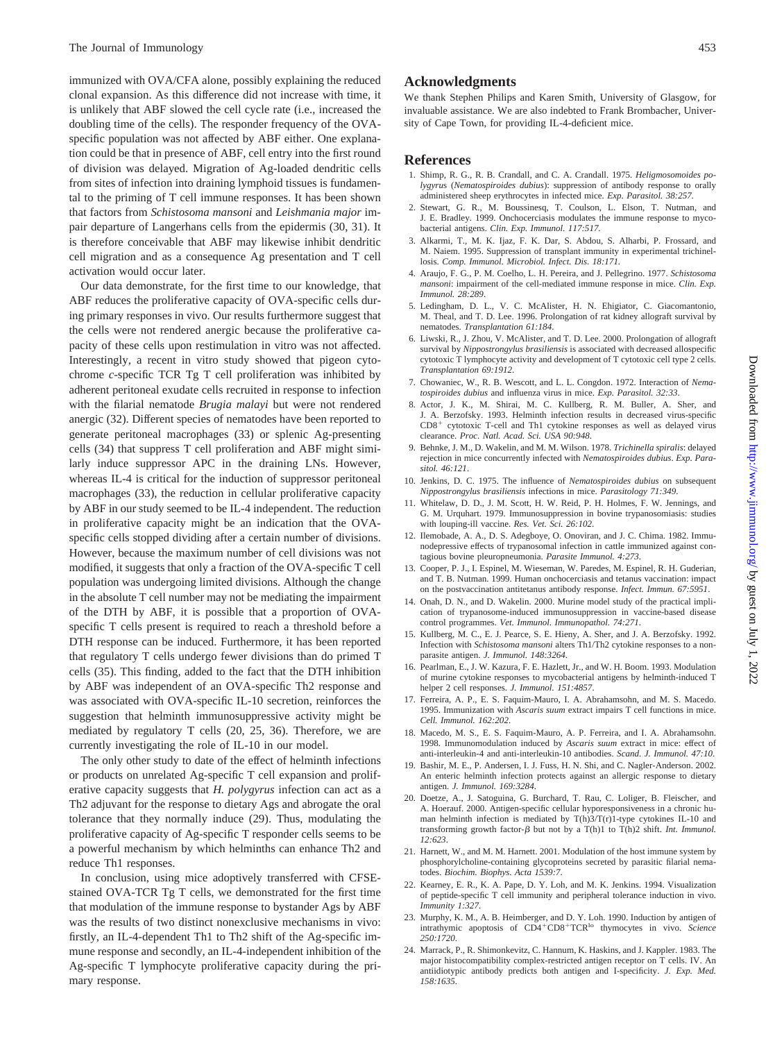immunized with OVA/CFA alone, possibly explaining the reduced clonal expansion. As this difference did not increase with time, it is unlikely that ABF slowed the cell cycle rate (i.e., increased the doubling time of the cells). The responder frequency of the OVA-specific population was not affected by ABF either. One explanation could be that in presence of ABF, cell entry into the first round of division was delayed. Migration of Ag-loaded dendritic cells from sites of infection into draining lymphoid tissues is fundamental to the priming of T cell immune responses. It has been shown that factors from *Schistosoma mansoni* and *Leishmania major* impair departure of Langerhans cells from the epidermis (30, 31). It is therefore conceivable that ABF may likewise inhibit dendritic cell migration and as a consequence Ag presentation and T cell activation would occur later.

Our data demonstrate, for the first time to our knowledge, that ABF reduces the proliferative capacity of OVA-specific cells during primary responses in vivo. Our results furthermore suggest that the cells were not rendered anergic because the proliferative capacity of these cells upon restimulation in vitro was not affected. Interestingly, a recent in vitro study showed that pigeon cytochrome *c*-specific TCR Tg T cell proliferation was inhibited by adherent peritoneal exudate cells recruited in response to infection with the filarial nematode *Brugia malayi* but were not rendered anergic (32). Different species of nematodes have been reported to generate peritoneal macrophages (33) or splenic Ag-presenting cells (34) that suppress T cell proliferation and ABF might similarly induce suppressor APC in the draining LNs. However, whereas IL-4 is critical for the induction of suppressor peritoneal macrophages (33), the reduction in cellular proliferative capacity by ABF in our study seemed to be IL-4 independent. The reduction in proliferative capacity might be an indication that the OVA-specific cells stopped dividing after a certain number of divisions. However, because the maximum number of cell divisions was not modified, it suggests that only a fraction of the OVA-specific T cell population was undergoing limited divisions. Although the change in the absolute T cell number may not be mediating the impairment of the DTH by ABF, it is possible that a proportion of OVA-specific T cells present is required to reach a threshold before a DTH response can be induced. Furthermore, it has been reported that regulatory T cells undergo fewer divisions than do primed T cells (35). This finding, added to the fact that the DTH inhibition by ABF was independent of an OVA-specific Th2 response and was associated with OVA-specific IL-10 secretion, reinforces the suggestion that helminth immunosuppressive activity might be mediated by regulatory T cells (20, 25, 36). Therefore, we are currently investigating the role of IL-10 in our model.

The only other study to date of the effect of helminth infections or products on unrelated Ag-specific T cell expansion and proliferative capacity suggests that *H. polygyrus* infection can act as a Th2 adjuvant for the response to dietary Ags and abrogate the oral tolerance that they normally induce (29). Thus, modulating the proliferative capacity of Ag-specific T responder cells seems to be a powerful mechanism by which helminths can enhance Th2 and reduce Th1 responses.

In conclusion, using mice adoptively transferred with CFSE-stained OVA-TCR Tg T cells, we demonstrated for the first time that modulation of the immune response to bystander Ags by ABF was the results of two distinct nonexclusive mechanisms in vivo: firstly, an IL-4-dependent Th1 to Th2 shift of the Ag-specific immune response and secondly, an IL-4-independent inhibition of the Ag-specific T lymphocyte proliferative capacity during the primary response.

## Acknowledgments

We thank Stephen Philips and Karen Smith, University of Glasgow, for invaluable assistance. We are also indebted to Frank Brombacher, University of Cape Town, for providing IL-4-deficient mice.

## References

1. Shimp, R. G., R. B. Crandall, and C. A. Crandall. 1975. *Heligmosomoides polygyrus* (*Nematospiroides dubius*): suppression of antibody response to orally administered sheep erythrocytes in infected mice. *Exp. Parasitol. 38:257.*
2. Stewart, G. R., M. Boussinesq, T. Coulson, L. Elson, T. Nutman, and J. E. Bradley. 1999. Onchocerciasis modulates the immune response to mycobacterial antigens. *Clin. Exp. Immunol. 117:517.*
3. Alkarmi, T., M. K. Ijaz, F. K. Dar, S. Abdou, S. Alharbi, P. Frossard, and M. Naiem. 1995. Suppression of transplant immunity in experimental trichinellosis. *Comp. Immunol. Microbiol. Infect. Dis. 18:171.*
4. Araujo, F. G., P. M. Coelho, L. H. Pereira, and J. Pellegrino. 1977. *Schistosoma mansoni*: impairment of the cell-mediated immune response in mice. *Clin. Exp. Immunol. 28:289.*
5. Ledingham, D. L., V. C. McAlister, H. N. Ehigiator, C. Giacomantonio, M. Theal, and T. D. Lee. 1996. Prolongation of rat kidney allograft survival by nematodes. *Transplantation 61:184.*
6. Liwski, R., J. Zhou, V. McAlister, and T. D. Lee. 2000. Prolongation of allograft survival by *Nippostrongylus brasiliensis* is associated with decreased allospecific cytotoxic T lymphocyte activity and development of T cytotoxic cell type 2 cells. *Transplantation 69:1912.*
7. Chowaniec, W., R. B. Wescott, and L. L. Congdon. 1972. Interaction of *Nematospiroides dubius* and influenza virus in mice. *Exp. Parasitol. 32:33.*
8. Actor, J. K., M. Shirai, M. C. Kullberg, R. M. Buller, A. Sher, and J. A. Berzofsky. 1993. Helminth infection results in decreased virus-specific CD8$^{+}$ cytotoxic T-cell and Th1 cytokine responses as well as delayed virus clearance. *Proc. Natl. Acad. Sci. USA 90:948.*
9. Behnke, J. M., D. Wakelin, and M. M. Wilson. 1978. *Trichinella spiralis*: delayed rejection in mice concurrently infected with *Nematospiroides dubius*. *Exp. Parasitol. 46:121.*
10. Jenkins, D. C. 1975. The influence of *Nematospiroides dubius* on subsequent *Nippostrongylus brasiliensis* infections in mice. *Parasitology 71:349.*
11. Whitelaw, D. D., J. M. Scott, H. W. Reid, P. H. Holmes, F. W. Jennings, and G. M. Urquhart. 1979. Immunosuppression in bovine trypanosomiasis: studies with louping-ill vaccine. *Res. Vet. Sci. 26:102.*
12. Ilemobade, A. A., D. S. Adegboye, O. Onoviran, and J. C. Chima. 1982. Immunodepressive effects of trypanosomal infection in cattle immunized against contagious bovine pleuropneumonia. *Parasite Immunol. 4:273.*
13. Cooper, P. J., I. Espinel, M. Wieseman, W. Paredes, M. Espinel, R. H. Guderian, and T. B. Nutman. 1999. Human onchocerciasis and tetanus vaccination: impact on the postvaccination antitetanus antibody response. *Infect. Immun. 67:5951.*
14. Onah, D. N., and D. Wakelin. 2000. Murine model study of the practical implication of trypanosome-induced immunosuppression in vaccine-based disease control programmes. *Vet. Immunol. Immunopathol. 74:271.*
15. Kullberg, M. C., E. J. Pearce, S. E. Hieny, A. Sher, and J. A. Berzofsky. 1992. Infection with *Schistosoma mansoni* alters Th1/Th2 cytokine responses to a non-parasite antigen. *J. Immunol. 148:3264.*
16. Pearlman, E., J. W. Kazura, F. E. Hazlett, Jr., and W. H. Boom. 1993. Modulation of murine cytokine responses to mycobacterial antigens by helminth-induced T helper 2 cell responses. *J. Immunol. 151:4857.*
17. Ferreira, A. P., E. S. Faquim-Mauro, I. A. Abrahamsohn, and M. S. Macedo. 1995. Immunization with *Ascaris suum* extract impairs T cell functions in mice. *Cell. Immunol. 162:202.*
18. Macedo, M. S., E. S. Faquim-Mauro, A. P. Ferreira, and I. A. Abrahamsohn. 1998. Immunomodulation induced by *Ascaris suum* extract in mice: effect of anti-interleukin-4 and anti-interleukin-10 antibodies. *Scand. J. Immunol. 47:10.*
19. Bashir, M. E., P. Andersen, I. J. Fuss, H. N. Shi, and C. Nagler-Anderson. 2002. An enteric helminth infection protects against an allergic response to dietary antigen. *J. Immunol. 169:3284.*
20. Doetze, A., J. Satoguina, G. Burchard, T. Rau, C. Loliger, B. Fleischer, and A. Hoerauf. 2000. Antigen-specific cellular hyporesponsiveness in a chronic human helminth infection is mediated by T(h)3/T(r)1-type cytokines IL-10 and transforming growth factor-β but not by a T(h)1 to T(h)2 shift. *Int. Immunol. 12:623.*
21. Harnett, W., and M. M. Harnett. 2001. Modulation of the host immune system by phosphorylcholine-containing glycoproteins secreted by parasitic filarial nematodes. *Biochim. Biophys. Acta 1539:7.*
22. Kearney, E. R., K. A. Pape, D. Y. Loh, and M. K. Jenkins. 1994. Visualization of peptide-specific T cell immunity and peripheral tolerance induction in vivo. *Immunity 1:327.*
23. Murphy, K. M., A. B. Heimberger, and D. Y. Loh. 1990. Induction by antigen of intrathymic apoptosis of CD4$^{+}$CD8$^{+}$TCR$^{lo}$ thymocytes in vivo. *Science 250:1720.*
24. Marrack, P., R. Shimonkevitz, C. Hannum, K. Haskins, and J. Kappler. 1983. The major histocompatibility complex-restricted antigen receptor on T cells. IV. An antiidiotypic antibody predicts both antigen and I-specificity. *J. Exp. Med. 158:1635.*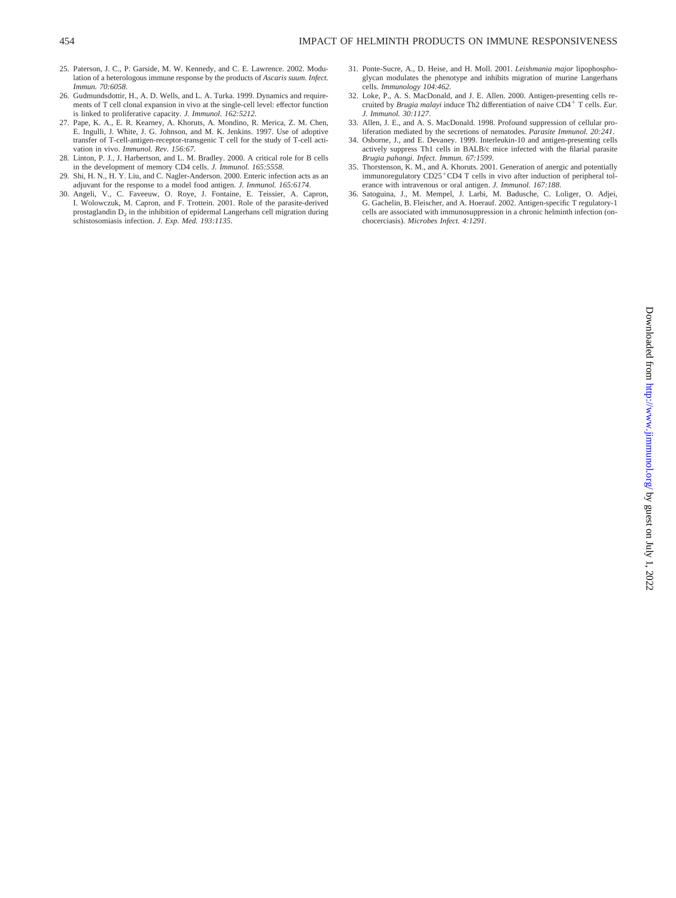25. Paterson, J. C., P. Garside, M. W. Kennedy, and C. E. Lawrence. 2002. Modulation of a heterologous immune response by the products of *Ascaris suum*. *Infect. Immun. 70:6058*.
26. Gudmundsdottir, H., A. D. Wells, and L. A. Turka. 1999. Dynamics and requirements of T cell clonal expansion in vivo at the single-cell level: effector function is linked to proliferative capacity. *J. Immunol. 162:5212*.
27. Pape, K. A., E. R. Kearney, A. Khoruts, A. Mondino, R. Merica, Z. M. Chen, E. Ingulli, J. White, J. G. Johnson, and M. K. Jenkins. 1997. Use of adoptive transfer of T-cell-antigen-receptor-transgenic T cell for the study of T-cell activation in vivo. *Immunol. Rev. 156:67*.
28. Linton, P. J., J. Harbertson, and L. M. Bradley. 2000. A critical role for B cells in the development of memory CD4 cells. *J. Immunol. 165:5558*.
29. Shi, H. N., H. Y. Liu, and C. Nagler-Anderson. 2000. Enteric infection acts as an adjuvant for the response to a model food antigen. *J. Immunol. 165:6174*.
30. Angeli, V., C. Faveeuw, O. Roye, J. Fontaine, E. Teissier, A. Capron, I. Wolowczuk, M. Capron, and F. Trottein. 2001. Role of the parasite-derived prostaglandin $D_2$ in the inhibition of epidermal Langerhans cell migration during schistosomiasis infection. *J. Exp. Med. 193:1135*.
31. Ponte-Sucre, A., D. Heise, and H. Moll. 2001. *Leishmania major* lipophosphoglycan modulates the phenotype and inhibits migration of murine Langerhans cells. *Immunology 104:462*.
32. Loke, P., A. S. MacDonald, and J. E. Allen. 2000. Antigen-presenting cells recruited by *Brugia malayi* induce Th2 differentiation of naive $CD4^+$ T cells. *Eur. J. Immunol. 30:1127*.
33. Allen, J. E., and A. S. MacDonald. 1998. Profound suppression of cellular proliferation mediated by the secretions of nematodes. *Parasite Immunol. 20:241*.
34. Osborne, J., and E. Devaney. 1999. Interleukin-10 and antigen-presenting cells actively suppress Th1 cells in BALB/c mice infected with the filarial parasite *Brugia pahangi*. *Infect. Immun. 67:1599*.
35. Thorstenson, K. M., and A. Khoruts. 2001. Generation of anergic and potentially immunoregulatory $CD25^+$CD4 T cells in vivo after induction of peripheral tolerance with intravenous or oral antigen. *J. Immunol. 167:188*.
36. Satoguina, J., M. Mempel, J. Larbi, M. Badusche, C. Loliger, O. Adjei, G. Gachelin, B. Fleischer, and A. Hoerauf. 2002. Antigen-specific T regulatory-1 cells are associated with immunosuppression in a chronic helminth infection (onchocerciasis). *Microbes Infect. 4:1291*.